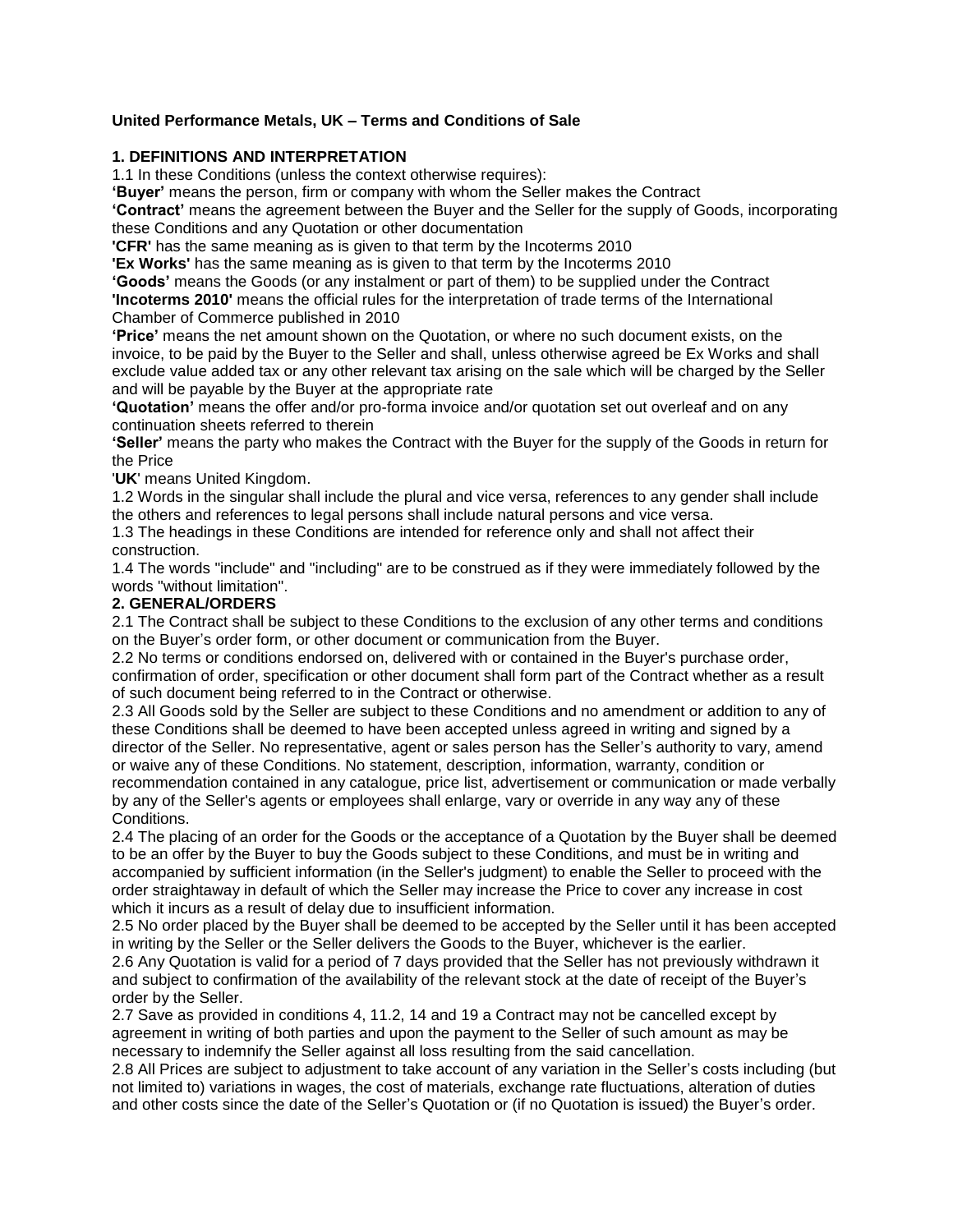**United Performance Metals, UK – Terms and Conditions of Sale**

**1. DEFINITIONS AND INTERPRETATION**

1.1 In these Conditions (unless the context otherwise requires):

**'Buyer'** means the person, firm or company with whom the Seller makes the Contract

**'Contract'** means the agreement between the Buyer and the Seller for the supply of Goods, incorporating these Conditions and any Quotation or other documentation

**'CFR'** has the same meaning as is given to that term by the Incoterms 2010

**'Ex Works'** has the same meaning as is given to that term by the Incoterms 2010

**'Goods'** means the Goods (or any instalment or part of them) to be supplied under the Contract

**'Incoterms 2010'** means the official rules for the interpretation of trade terms of the International Chamber of Commerce published in 2010

**'Price'** means the net amount shown on the Quotation, or where no such document exists, on the invoice, to be paid by the Buyer to the Seller and shall, unless otherwise agreed be Ex Works and shall exclude value added tax or any other relevant tax arising on the sale which will be charged by the Seller and will be payable by the Buyer at the appropriate rate

**'Quotation'** means the offer and/or pro-forma invoice and/or quotation set out overleaf and on any continuation sheets referred to therein

**'Seller'** means the party who makes the Contract with the Buyer for the supply of the Goods in return for the Price

'**UK**' means United Kingdom.

1.2 Words in the singular shall include the plural and vice versa, references to any gender shall include the others and references to legal persons shall include natural persons and vice versa.

1.3 The headings in these Conditions are intended for reference only and shall not affect their construction.

1.4 The words "include" and "including" are to be construed as if they were immediately followed by the words "without limitation".

**2. GENERAL/ORDERS**

2.1 The Contract shall be subject to these Conditions to the exclusion of any other terms and conditions on the Buyer's order form, or other document or communication from the Buyer.

2.2 No terms or conditions endorsed on, delivered with or contained in the Buyer's purchase order, confirmation of order, specification or other document shall form part of the Contract whether as a result of such document being referred to in the Contract or otherwise.

2.3 All Goods sold by the Seller are subject to these Conditions and no amendment or addition to any of these Conditions shall be deemed to have been accepted unless agreed in writing and signed by a director of the Seller. No representative, agent or sales person has the Seller's authority to vary, amend or waive any of these Conditions. No statement, description, information, warranty, condition or recommendation contained in any catalogue, price list, advertisement or communication or made verbally by any of the Seller's agents or employees shall enlarge, vary or override in any way any of these Conditions.

2.4 The placing of an order for the Goods or the acceptance of a Quotation by the Buyer shall be deemed to be an offer by the Buyer to buy the Goods subject to these Conditions, and must be in writing and accompanied by sufficient information (in the Seller's judgment) to enable the Seller to proceed with the order straightaway in default of which the Seller may increase the Price to cover any increase in cost which it incurs as a result of delay due to insufficient information.

2.5 No order placed by the Buyer shall be deemed to be accepted by the Seller until it has been accepted in writing by the Seller or the Seller delivers the Goods to the Buyer, whichever is the earlier.

2.6 Any Quotation is valid for a period of 7 days provided that the Seller has not previously withdrawn it and subject to confirmation of the availability of the relevant stock at the date of receipt of the Buyer's order by the Seller.

2.7 Save as provided in conditions 4, 11.2, 14 and 19 a Contract may not be cancelled except by agreement in writing of both parties and upon the payment to the Seller of such amount as may be necessary to indemnify the Seller against all loss resulting from the said cancellation.

2.8 All Prices are subject to adjustment to take account of any variation in the Seller's costs including (but not limited to) variations in wages, the cost of materials, exchange rate fluctuations, alteration of duties and other costs since the date of the Seller's Quotation or (if no Quotation is issued) the Buyer's order.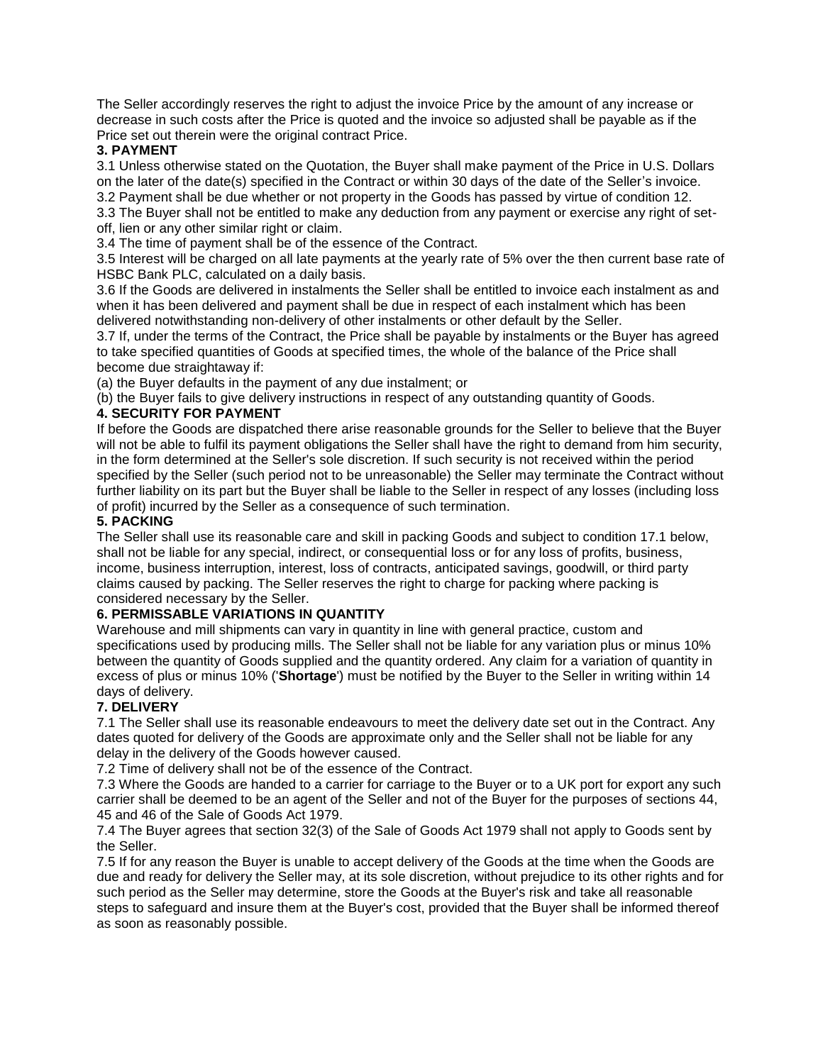The Seller accordingly reserves the right to adjust the invoice Price by the amount of any increase or decrease in such costs after the Price is quoted and the invoice so adjusted shall be payable as if the Price set out therein were the original contract Price.

**3. PAYMENT**

3.1 Unless otherwise stated on the Quotation, the Buyer shall make payment of the Price in U.S. Dollars on the later of the date(s) specified in the Contract or within 30 days of the date of the Seller's invoice.

3.2 Payment shall be due whether or not property in the Goods has passed by virtue of condition 12.

3.3 The Buyer shall not be entitled to make any deduction from any payment or exercise any right of set-off, lien or any other similar right or claim.

3.4 The time of payment shall be of the essence of the Contract.

3.5 Interest will be charged on all late payments at the yearly rate of 5% over the then current base rate of HSBC Bank PLC, calculated on a daily basis.

3.6 If the Goods are delivered in instalments the Seller shall be entitled to invoice each instalment as and when it has been delivered and payment shall be due in respect of each instalment which has been delivered notwithstanding non-delivery of other instalments or other default by the Seller.

3.7 If, under the terms of the Contract, the Price shall be payable by instalments or the Buyer has agreed to take specified quantities of Goods at specified times, the whole of the balance of the Price shall become due straightaway if:

(a) the Buyer defaults in the payment of any due instalment; or

(b) the Buyer fails to give delivery instructions in respect of any outstanding quantity of Goods.

**4. SECURITY FOR PAYMENT**

If before the Goods are dispatched there arise reasonable grounds for the Seller to believe that the Buyer will not be able to fulfil its payment obligations the Seller shall have the right to demand from him security, in the form determined at the Seller's sole discretion. If such security is not received within the period specified by the Seller (such period not to be unreasonable) the Seller may terminate the Contract without further liability on its part but the Buyer shall be liable to the Seller in respect of any losses (including loss of profit) incurred by the Seller as a consequence of such termination.

**5. PACKING**

The Seller shall use its reasonable care and skill in packing Goods and subject to condition 17.1 below, shall not be liable for any special, indirect, or consequential loss or for any loss of profits, business, income, business interruption, interest, loss of contracts, anticipated savings, goodwill, or third party claims caused by packing. The Seller reserves the right to charge for packing where packing is considered necessary by the Seller.

**6. PERMISSABLE VARIATIONS IN QUANTITY**

Warehouse and mill shipments can vary in quantity in line with general practice, custom and specifications used by producing mills. The Seller shall not be liable for any variation plus or minus 10% between the quantity of Goods supplied and the quantity ordered. Any claim for a variation of quantity in excess of plus or minus 10% ('**Shortage**') must be notified by the Buyer to the Seller in writing within 14 days of delivery.

**7. DELIVERY**

7.1 The Seller shall use its reasonable endeavours to meet the delivery date set out in the Contract. Any dates quoted for delivery of the Goods are approximate only and the Seller shall not be liable for any delay in the delivery of the Goods however caused.

7.2 Time of delivery shall not be of the essence of the Contract.

7.3 Where the Goods are handed to a carrier for carriage to the Buyer or to a UK port for export any such carrier shall be deemed to be an agent of the Seller and not of the Buyer for the purposes of sections 44, 45 and 46 of the Sale of Goods Act 1979.

7.4 The Buyer agrees that section 32(3) of the Sale of Goods Act 1979 shall not apply to Goods sent by the Seller.

7.5 If for any reason the Buyer is unable to accept delivery of the Goods at the time when the Goods are due and ready for delivery the Seller may, at its sole discretion, without prejudice to its other rights and for such period as the Seller may determine, store the Goods at the Buyer's risk and take all reasonable steps to safeguard and insure them at the Buyer's cost, provided that the Buyer shall be informed thereof as soon as reasonably possible.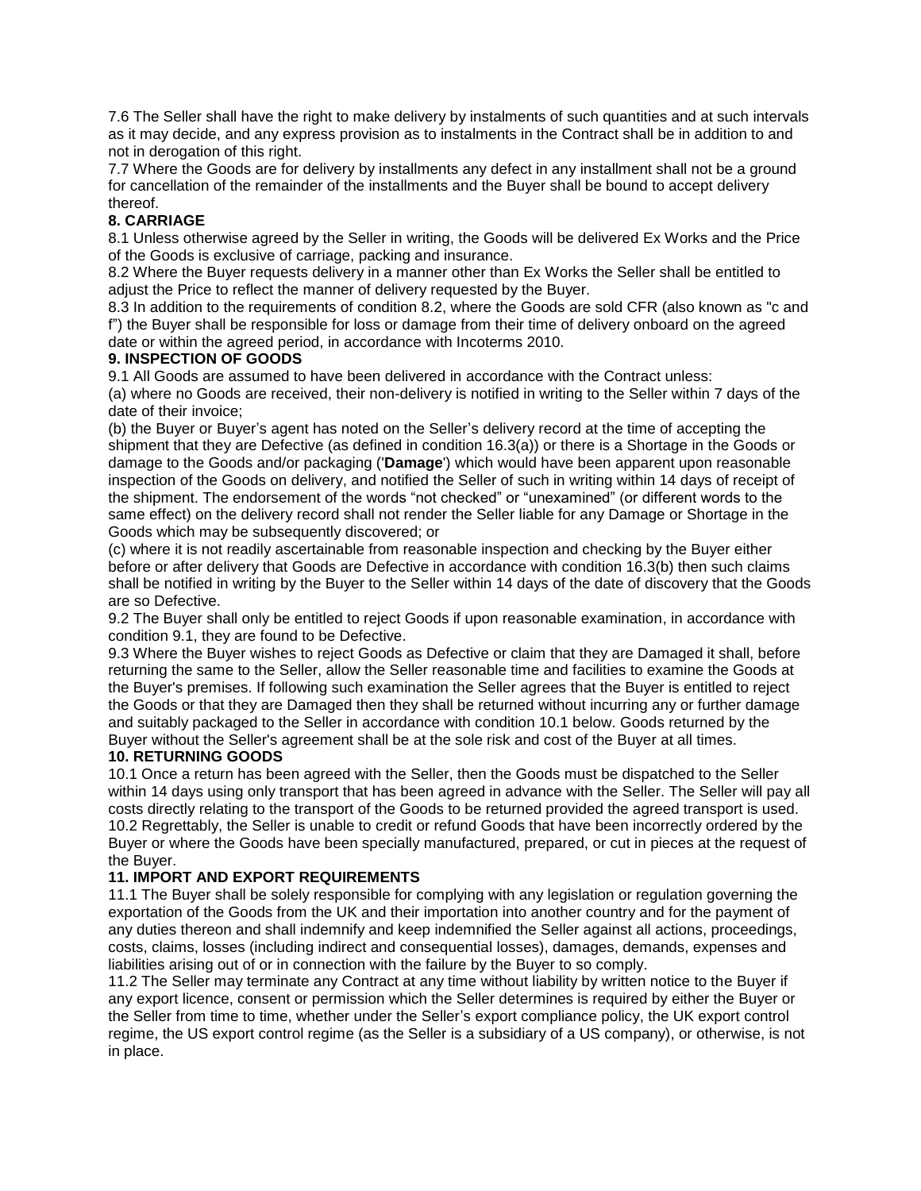7.6 The Seller shall have the right to make delivery by instalments of such quantities and at such intervals as it may decide, and any express provision as to instalments in the Contract shall be in addition to and not in derogation of this right.

7.7 Where the Goods are for delivery by installments any defect in any installment shall not be a ground for cancellation of the remainder of the installments and the Buyer shall be bound to accept delivery thereof.

**8. CARRIAGE**

8.1 Unless otherwise agreed by the Seller in writing, the Goods will be delivered Ex Works and the Price of the Goods is exclusive of carriage, packing and insurance.

8.2 Where the Buyer requests delivery in a manner other than Ex Works the Seller shall be entitled to adjust the Price to reflect the manner of delivery requested by the Buyer.

8.3 In addition to the requirements of condition 8.2, where the Goods are sold CFR (also known as "c and f") the Buyer shall be responsible for loss or damage from their time of delivery onboard on the agreed date or within the agreed period, in accordance with Incoterms 2010.

**9. INSPECTION OF GOODS**

9.1 All Goods are assumed to have been delivered in accordance with the Contract unless:

(a) where no Goods are received, their non-delivery is notified in writing to the Seller within 7 days of the date of their invoice;

(b) the Buyer or Buyer's agent has noted on the Seller's delivery record at the time of accepting the shipment that they are Defective (as defined in condition 16.3(a)) or there is a Shortage in the Goods or damage to the Goods and/or packaging ('**Damage**') which would have been apparent upon reasonable inspection of the Goods on delivery, and notified the Seller of such in writing within 14 days of receipt of the shipment. The endorsement of the words "not checked" or "unexamined" (or different words to the same effect) on the delivery record shall not render the Seller liable for any Damage or Shortage in the Goods which may be subsequently discovered; or

(c) where it is not readily ascertainable from reasonable inspection and checking by the Buyer either before or after delivery that Goods are Defective in accordance with condition 16.3(b) then such claims shall be notified in writing by the Buyer to the Seller within 14 days of the date of discovery that the Goods are so Defective.

9.2 The Buyer shall only be entitled to reject Goods if upon reasonable examination, in accordance with condition 9.1, they are found to be Defective.

9.3 Where the Buyer wishes to reject Goods as Defective or claim that they are Damaged it shall, before returning the same to the Seller, allow the Seller reasonable time and facilities to examine the Goods at the Buyer's premises. If following such examination the Seller agrees that the Buyer is entitled to reject the Goods or that they are Damaged then they shall be returned without incurring any or further damage and suitably packaged to the Seller in accordance with condition 10.1 below. Goods returned by the Buyer without the Seller's agreement shall be at the sole risk and cost of the Buyer at all times.

**10. RETURNING GOODS**

10.1 Once a return has been agreed with the Seller, then the Goods must be dispatched to the Seller within 14 days using only transport that has been agreed in advance with the Seller. The Seller will pay all costs directly relating to the transport of the Goods to be returned provided the agreed transport is used.

10.2 Regrettably, the Seller is unable to credit or refund Goods that have been incorrectly ordered by the Buyer or where the Goods have been specially manufactured, prepared, or cut in pieces at the request of the Buyer.

**11. IMPORT AND EXPORT REQUIREMENTS**

11.1 The Buyer shall be solely responsible for complying with any legislation or regulation governing the exportation of the Goods from the UK and their importation into another country and for the payment of any duties thereon and shall indemnify and keep indemnified the Seller against all actions, proceedings, costs, claims, losses (including indirect and consequential losses), damages, demands, expenses and liabilities arising out of or in connection with the failure by the Buyer to so comply.

11.2 The Seller may terminate any Contract at any time without liability by written notice to the Buyer if any export licence, consent or permission which the Seller determines is required by either the Buyer or the Seller from time to time, whether under the Seller's export compliance policy, the UK export control regime, the US export control regime (as the Seller is a subsidiary of a US company), or otherwise, is not in place.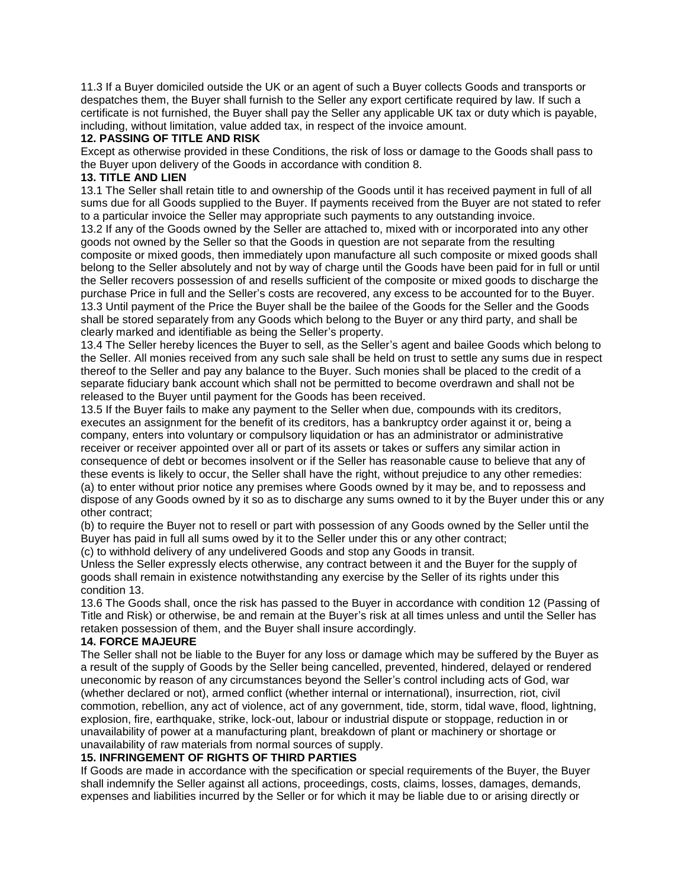11.3 If a Buyer domiciled outside the UK or an agent of such a Buyer collects Goods and transports or despatches them, the Buyer shall furnish to the Seller any export certificate required by law. If such a certificate is not furnished, the Buyer shall pay the Seller any applicable UK tax or duty which is payable, including, without limitation, value added tax, in respect of the invoice amount.

**12. PASSING OF TITLE AND RISK**

Except as otherwise provided in these Conditions, the risk of loss or damage to the Goods shall pass to the Buyer upon delivery of the Goods in accordance with condition 8.

**13. TITLE AND LIEN**

13.1 The Seller shall retain title to and ownership of the Goods until it has received payment in full of all sums due for all Goods supplied to the Buyer. If payments received from the Buyer are not stated to refer to a particular invoice the Seller may appropriate such payments to any outstanding invoice.

13.2 If any of the Goods owned by the Seller are attached to, mixed with or incorporated into any other goods not owned by the Seller so that the Goods in question are not separate from the resulting composite or mixed goods, then immediately upon manufacture all such composite or mixed goods shall belong to the Seller absolutely and not by way of charge until the Goods have been paid for in full or until the Seller recovers possession of and resells sufficient of the composite or mixed goods to discharge the purchase Price in full and the Seller's costs are recovered, any excess to be accounted for to the Buyer.

13.3 Until payment of the Price the Buyer shall be the bailee of the Goods for the Seller and the Goods shall be stored separately from any Goods which belong to the Buyer or any third party, and shall be clearly marked and identifiable as being the Seller's property.

13.4 The Seller hereby licences the Buyer to sell, as the Seller's agent and bailee Goods which belong to the Seller. All monies received from any such sale shall be held on trust to settle any sums due in respect thereof to the Seller and pay any balance to the Buyer. Such monies shall be placed to the credit of a separate fiduciary bank account which shall not be permitted to become overdrawn and shall not be released to the Buyer until payment for the Goods has been received.

13.5 If the Buyer fails to make any payment to the Seller when due, compounds with its creditors, executes an assignment for the benefit of its creditors, has a bankruptcy order against it or, being a company, enters into voluntary or compulsory liquidation or has an administrator or administrative receiver or receiver appointed over all or part of its assets or takes or suffers any similar action in consequence of debt or becomes insolvent or if the Seller has reasonable cause to believe that any of these events is likely to occur, the Seller shall have the right, without prejudice to any other remedies:

(a) to enter without prior notice any premises where Goods owned by it may be, and to repossess and dispose of any Goods owned by it so as to discharge any sums owned to it by the Buyer under this or any other contract;

(b) to require the Buyer not to resell or part with possession of any Goods owned by the Seller until the Buyer has paid in full all sums owed by it to the Seller under this or any other contract;

(c) to withhold delivery of any undelivered Goods and stop any Goods in transit.

Unless the Seller expressly elects otherwise, any contract between it and the Buyer for the supply of goods shall remain in existence notwithstanding any exercise by the Seller of its rights under this condition 13.

13.6 The Goods shall, once the risk has passed to the Buyer in accordance with condition 12 (Passing of Title and Risk) or otherwise, be and remain at the Buyer's risk at all times unless and until the Seller has retaken possession of them, and the Buyer shall insure accordingly.

**14. FORCE MAJEURE**

The Seller shall not be liable to the Buyer for any loss or damage which may be suffered by the Buyer as a result of the supply of Goods by the Seller being cancelled, prevented, hindered, delayed or rendered uneconomic by reason of any circumstances beyond the Seller's control including acts of God, war (whether declared or not), armed conflict (whether internal or international), insurrection, riot, civil commotion, rebellion, any act of violence, act of any government, tide, storm, tidal wave, flood, lightning, explosion, fire, earthquake, strike, lock-out, labour or industrial dispute or stoppage, reduction in or unavailability of power at a manufacturing plant, breakdown of plant or machinery or shortage or unavailability of raw materials from normal sources of supply.

**15. INFRINGEMENT OF RIGHTS OF THIRD PARTIES**

If Goods are made in accordance with the specification or special requirements of the Buyer, the Buyer shall indemnify the Seller against all actions, proceedings, costs, claims, losses, damages, demands, expenses and liabilities incurred by the Seller or for which it may be liable due to or arising directly or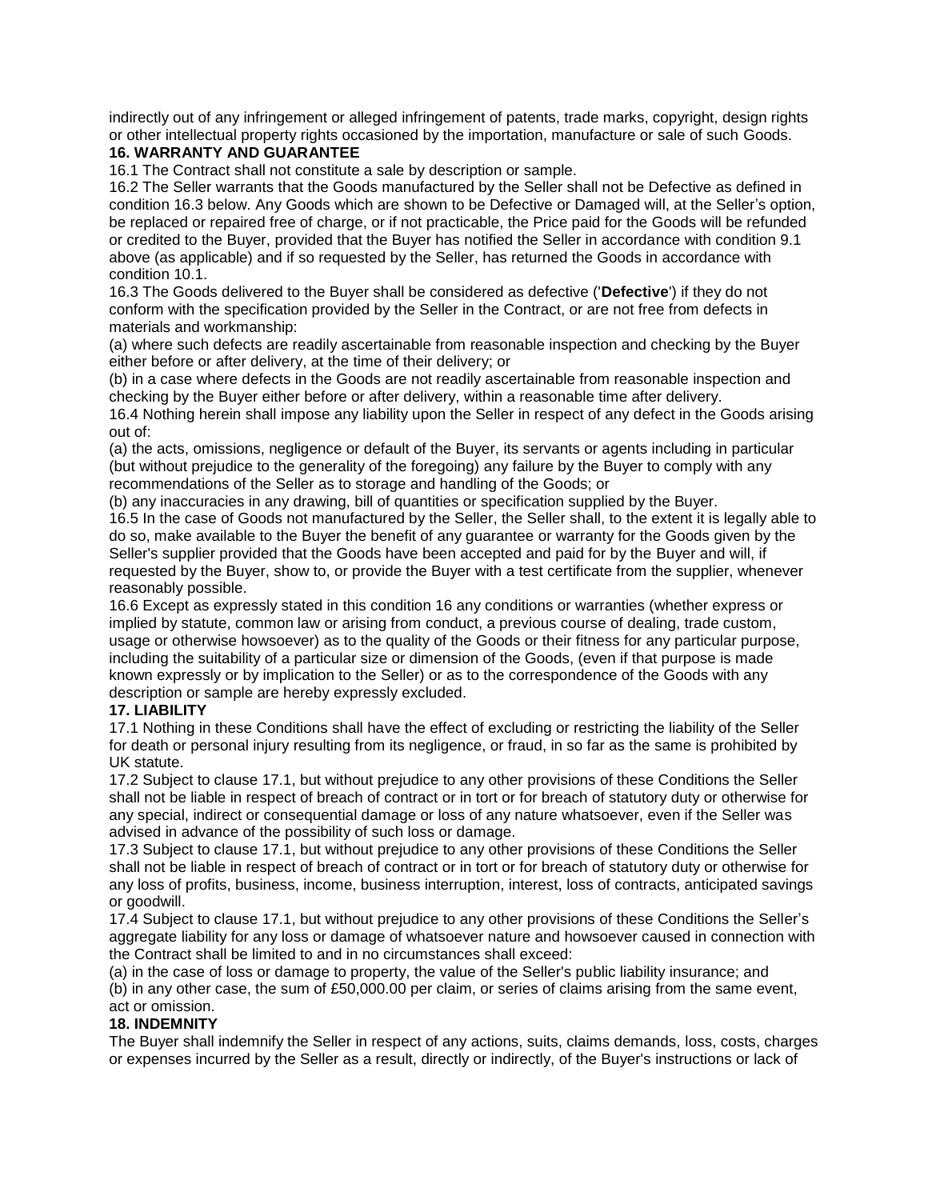indirectly out of any infringement or alleged infringement of patents, trade marks, copyright, design rights or other intellectual property rights occasioned by the importation, manufacture or sale of such Goods.

**16. WARRANTY AND GUARANTEE**

16.1 The Contract shall not constitute a sale by description or sample.

16.2 The Seller warrants that the Goods manufactured by the Seller shall not be Defective as defined in condition 16.3 below. Any Goods which are shown to be Defective or Damaged will, at the Seller's option, be replaced or repaired free of charge, or if not practicable, the Price paid for the Goods will be refunded or credited to the Buyer, provided that the Buyer has notified the Seller in accordance with condition 9.1 above (as applicable) and if so requested by the Seller, has returned the Goods in accordance with condition 10.1.

16.3 The Goods delivered to the Buyer shall be considered as defective ('**Defective**') if they do not conform with the specification provided by the Seller in the Contract, or are not free from defects in materials and workmanship:

(a) where such defects are readily ascertainable from reasonable inspection and checking by the Buyer either before or after delivery, at the time of their delivery; or

(b) in a case where defects in the Goods are not readily ascertainable from reasonable inspection and checking by the Buyer either before or after delivery, within a reasonable time after delivery.

16.4 Nothing herein shall impose any liability upon the Seller in respect of any defect in the Goods arising out of:

(a) the acts, omissions, negligence or default of the Buyer, its servants or agents including in particular (but without prejudice to the generality of the foregoing) any failure by the Buyer to comply with any recommendations of the Seller as to storage and handling of the Goods; or

(b) any inaccuracies in any drawing, bill of quantities or specification supplied by the Buyer.

16.5 In the case of Goods not manufactured by the Seller, the Seller shall, to the extent it is legally able to do so, make available to the Buyer the benefit of any guarantee or warranty for the Goods given by the Seller's supplier provided that the Goods have been accepted and paid for by the Buyer and will, if requested by the Buyer, show to, or provide the Buyer with a test certificate from the supplier, whenever reasonably possible.

16.6 Except as expressly stated in this condition 16 any conditions or warranties (whether express or implied by statute, common law or arising from conduct, a previous course of dealing, trade custom, usage or otherwise howsoever) as to the quality of the Goods or their fitness for any particular purpose, including the suitability of a particular size or dimension of the Goods, (even if that purpose is made known expressly or by implication to the Seller) or as to the correspondence of the Goods with any description or sample are hereby expressly excluded.

**17. LIABILITY**

17.1 Nothing in these Conditions shall have the effect of excluding or restricting the liability of the Seller for death or personal injury resulting from its negligence, or fraud, in so far as the same is prohibited by UK statute.

17.2 Subject to clause 17.1, but without prejudice to any other provisions of these Conditions the Seller shall not be liable in respect of breach of contract or in tort or for breach of statutory duty or otherwise for any special, indirect or consequential damage or loss of any nature whatsoever, even if the Seller was advised in advance of the possibility of such loss or damage.

17.3 Subject to clause 17.1, but without prejudice to any other provisions of these Conditions the Seller shall not be liable in respect of breach of contract or in tort or for breach of statutory duty or otherwise for any loss of profits, business, income, business interruption, interest, loss of contracts, anticipated savings or goodwill.

17.4 Subject to clause 17.1, but without prejudice to any other provisions of these Conditions the Seller's aggregate liability for any loss or damage of whatsoever nature and howsoever caused in connection with the Contract shall be limited to and in no circumstances shall exceed:

(a) in the case of loss or damage to property, the value of the Seller's public liability insurance; and

(b) in any other case, the sum of £50,000.00 per claim, or series of claims arising from the same event, act or omission.

**18. INDEMNITY**

The Buyer shall indemnify the Seller in respect of any actions, suits, claims demands, loss, costs, charges or expenses incurred by the Seller as a result, directly or indirectly, of the Buyer's instructions or lack of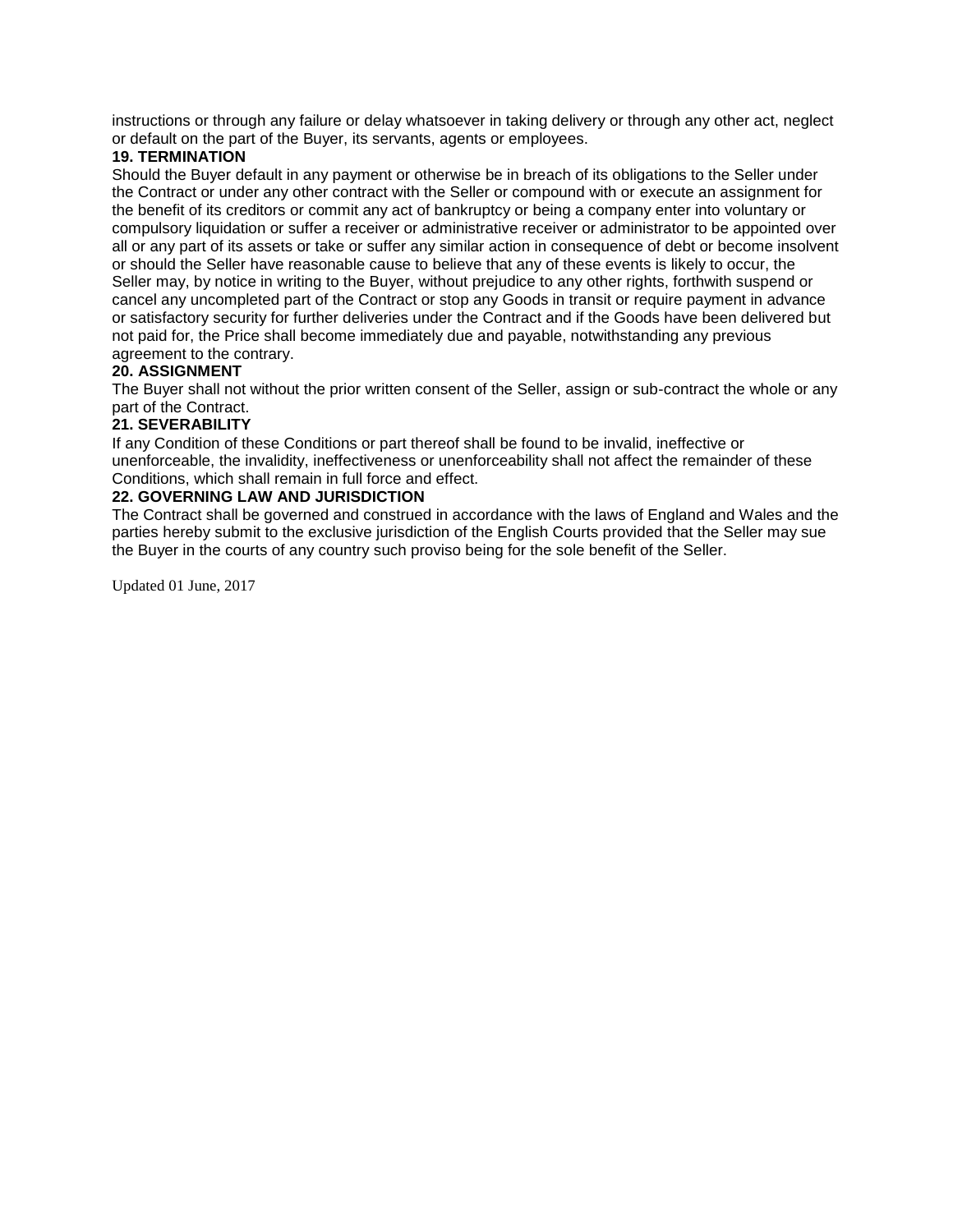instructions or through any failure or delay whatsoever in taking delivery or through any other act, neglect or default on the part of the Buyer, its servants, agents or employees.

**19. TERMINATION**

Should the Buyer default in any payment or otherwise be in breach of its obligations to the Seller under the Contract or under any other contract with the Seller or compound with or execute an assignment for the benefit of its creditors or commit any act of bankruptcy or being a company enter into voluntary or compulsory liquidation or suffer a receiver or administrative receiver or administrator to be appointed over all or any part of its assets or take or suffer any similar action in consequence of debt or become insolvent or should the Seller have reasonable cause to believe that any of these events is likely to occur, the Seller may, by notice in writing to the Buyer, without prejudice to any other rights, forthwith suspend or cancel any uncompleted part of the Contract or stop any Goods in transit or require payment in advance or satisfactory security for further deliveries under the Contract and if the Goods have been delivered but not paid for, the Price shall become immediately due and payable, notwithstanding any previous agreement to the contrary.

**20. ASSIGNMENT**

The Buyer shall not without the prior written consent of the Seller, assign or sub-contract the whole or any part of the Contract.

**21. SEVERABILITY**

If any Condition of these Conditions or part thereof shall be found to be invalid, ineffective or unenforceable, the invalidity, ineffectiveness or unenforceability shall not affect the remainder of these Conditions, which shall remain in full force and effect.

**22. GOVERNING LAW AND JURISDICTION**

The Contract shall be governed and construed in accordance with the laws of England and Wales and the parties hereby submit to the exclusive jurisdiction of the English Courts provided that the Seller may sue the Buyer in the courts of any country such proviso being for the sole benefit of the Seller.

Updated 01 June, 2017